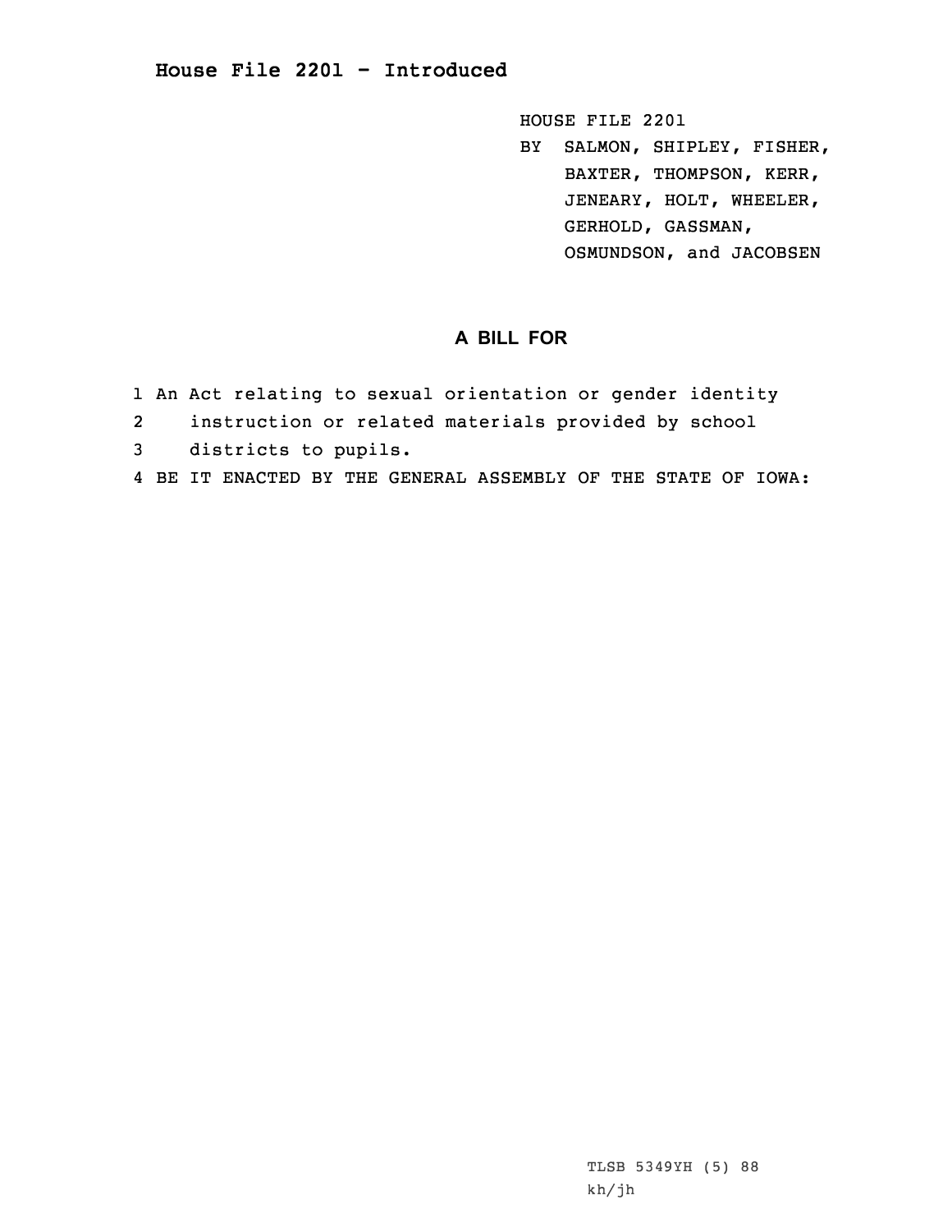# House File 2201 - Introduced

HOUSE FILE 2201
BY SALMON, SHIPLEY, FISHER, BAXTER, THOMPSON, KERR, JENEARY, HOLT, WHEELER, GERHOLD, GASSMAN, OSMUNDSON, and JACOBSEN

## A BILL FOR

1 An Act relating to sexual orientation or gender identity
2 instruction or related materials provided by school
3 districts to pupils.
4 BE IT ENACTED BY THE GENERAL ASSEMBLY OF THE STATE OF IOWA:

TLSB 5349YH (5) 88
kh/jh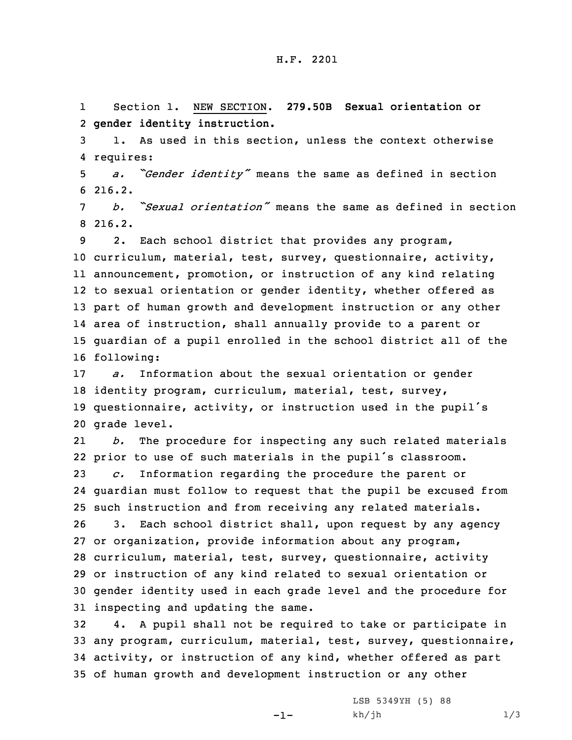H.F. 2201

Section 1. NEW SECTION. **279.50B Sexual orientation or gender identity instruction.**

1. As used in this section, unless the context otherwise requires:

*a. "Gender identity"* means the same as defined in section 216.2.

*b. "Sexual orientation"* means the same as defined in section 216.2.

2. Each school district that provides any program, curriculum, material, test, survey, questionnaire, activity, announcement, promotion, or instruction of any kind relating to sexual orientation or gender identity, whether offered as part of human growth and development instruction or any other area of instruction, shall annually provide to a parent or guardian of a pupil enrolled in the school district all of the following:

*a.* Information about the sexual orientation or gender identity program, curriculum, material, test, survey, questionnaire, activity, or instruction used in the pupil's grade level.

*b.* The procedure for inspecting any such related materials prior to use of such materials in the pupil's classroom.

*c.* Information regarding the procedure the parent or guardian must follow to request that the pupil be excused from such instruction and from receiving any related materials.

3. Each school district shall, upon request by any agency or organization, provide information about any program, curriculum, material, test, survey, questionnaire, activity or instruction of any kind related to sexual orientation or gender identity used in each grade level and the procedure for inspecting and updating the same.

4. A pupil shall not be required to take or participate in any program, curriculum, material, test, survey, questionnaire, activity, or instruction of any kind, whether offered as part of human growth and development instruction or any other

LSB 5349YH (5) 88
kh/jh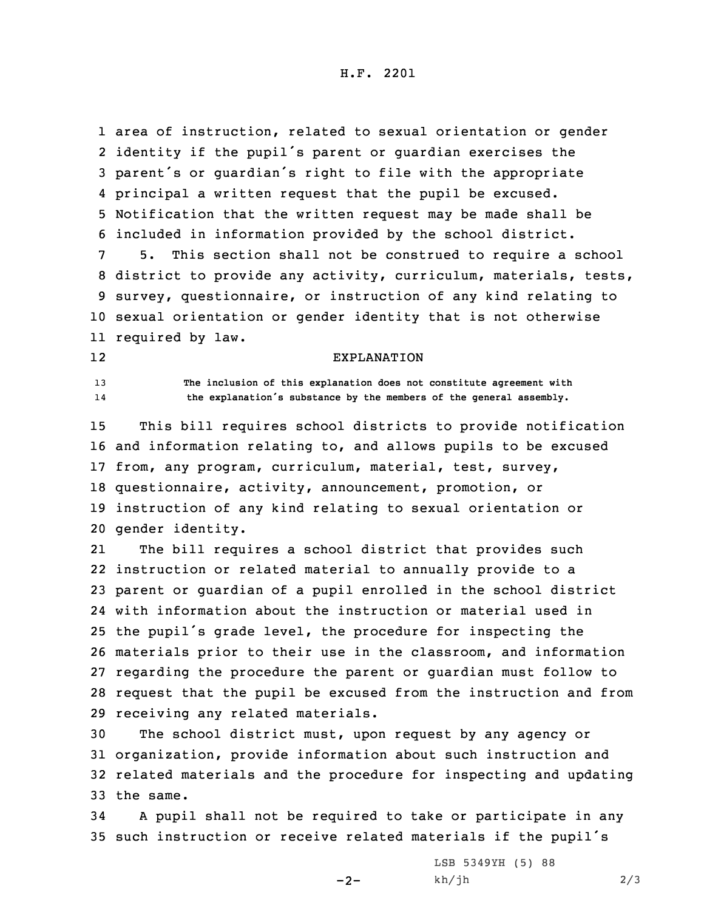area of instruction, related to sexual orientation or gender identity if the pupil's parent or guardian exercises the parent's or guardian's right to file with the appropriate principal a written request that the pupil be excused. Notification that the written request may be made shall be included in information provided by the school district.

5. This section shall not be construed to require a school district to provide any activity, curriculum, materials, tests, survey, questionnaire, or instruction of any kind relating to sexual orientation or gender identity that is not otherwise required by law.

EXPLANATION

The inclusion of this explanation does not constitute agreement with the explanation's substance by the members of the general assembly.

This bill requires school districts to provide notification and information relating to, and allows pupils to be excused from, any program, curriculum, material, test, survey, questionnaire, activity, announcement, promotion, or instruction of any kind relating to sexual orientation or gender identity.

The bill requires a school district that provides such instruction or related material to annually provide to a parent or guardian of a pupil enrolled in the school district with information about the instruction or material used in the pupil's grade level, the procedure for inspecting the materials prior to their use in the classroom, and information regarding the procedure the parent or guardian must follow to request that the pupil be excused from the instruction and from receiving any related materials.

The school district must, upon request by any agency or organization, provide information about such instruction and related materials and the procedure for inspecting and updating the same.

A pupil shall not be required to take or participate in any such instruction or receive related materials if the pupil's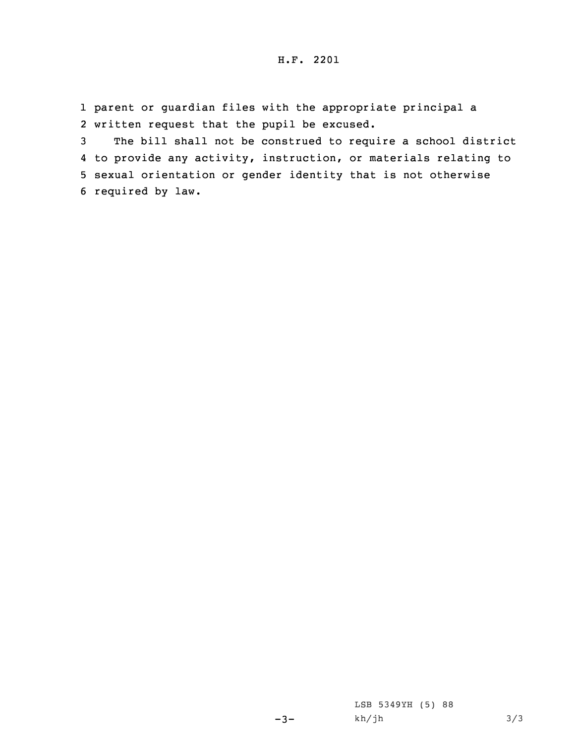parent or guardian files with the appropriate principal a written request that the pupil be excused.

The bill shall not be construed to require a school district to provide any activity, instruction, or materials relating to sexual orientation or gender identity that is not otherwise required by law.